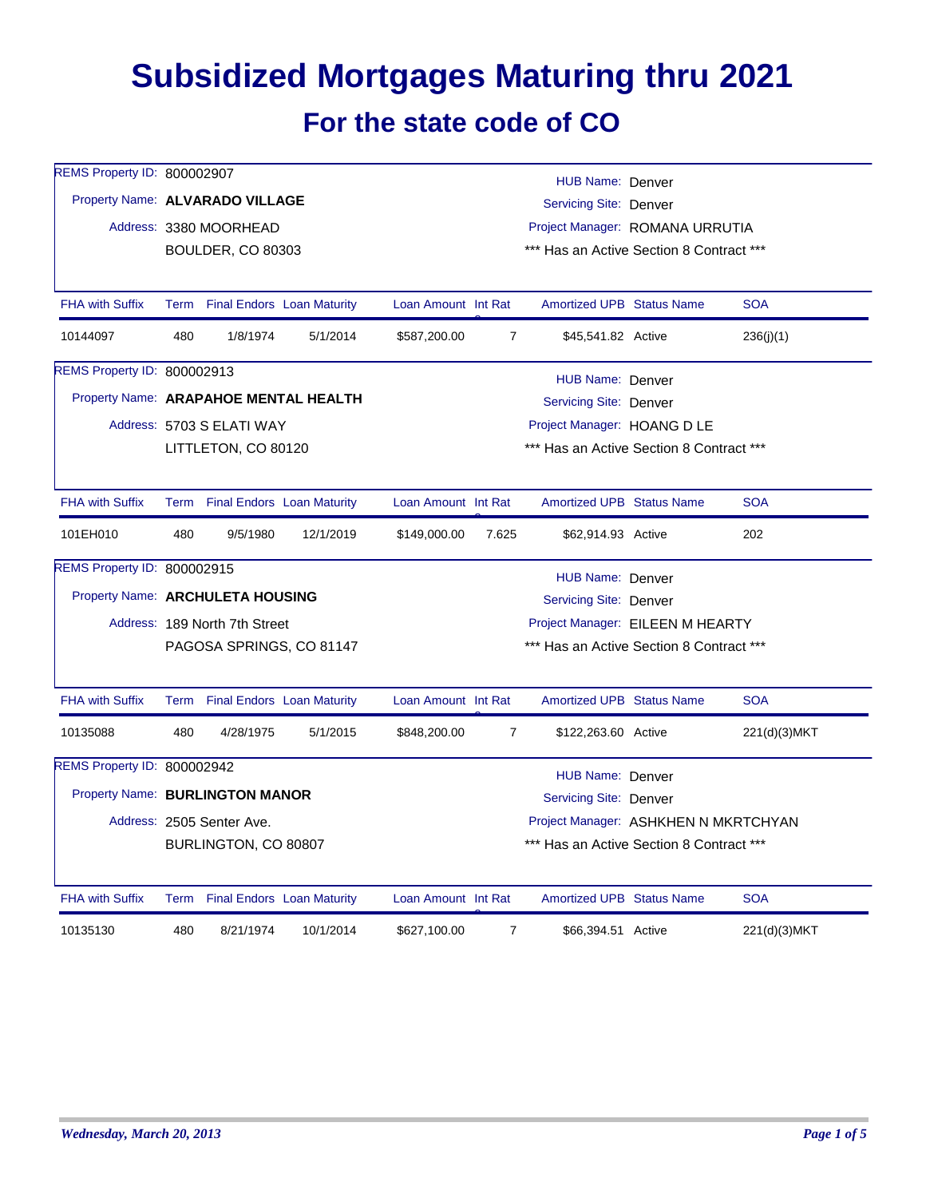# Subsidized Mortgages Maturing thru 2021

## For the state code of CO

REMS Property ID: 800002907
Property Name: **ALVARADO VILLAGE**
Address: 3380 MOORHEAD
BOULDER, CO 80303

HUB Name: Denver
Servicing Site: Denver
Project Manager: ROMANA URRUTIA
*** Has an Active Section 8 Contract ***

| FHA with Suffix | Term | Final Endors | Loan Maturity | Loan Amount | Int Rate | Amortized UPB | Status Name | SOA |
|---|---|---|---|---|---|---|---|---|
| 10144097 | 480 | 1/8/1974 | 5/1/2014 | $587,200.00 | 7 | $45,541.82 | Active | 236(j)(1) |

REMS Property ID: 800002913
Property Name: **ARAPAHOE MENTAL HEALTH**
Address: 5703 S ELATI WAY
LITTLETON, CO 80120

HUB Name: Denver
Servicing Site: Denver
Project Manager: HOANG D LE
*** Has an Active Section 8 Contract ***

| FHA with Suffix | Term | Final Endors | Loan Maturity | Loan Amount | Int Rate | Amortized UPB | Status Name | SOA |
|---|---|---|---|---|---|---|---|---|
| 101EH010 | 480 | 9/5/1980 | 12/1/2019 | $149,000.00 | 7.625 | $62,914.93 | Active | 202 |

REMS Property ID: 800002915
Property Name: **ARCHULETA HOUSING**
Address: 189 North 7th Street
PAGOSA SPRINGS, CO 81147

HUB Name: Denver
Servicing Site: Denver
Project Manager: EILEEN M HEARTY
*** Has an Active Section 8 Contract ***

| FHA with Suffix | Term | Final Endors | Loan Maturity | Loan Amount | Int Rate | Amortized UPB | Status Name | SOA |
|---|---|---|---|---|---|---|---|---|
| 10135088 | 480 | 4/28/1975 | 5/1/2015 | $848,200.00 | 7 | $122,263.60 | Active | 221(d)(3)MKT |

REMS Property ID: 800002942
Property Name: **BURLINGTON MANOR**
Address: 2505 Senter Ave.
BURLINGTON, CO 80807

HUB Name: Denver
Servicing Site: Denver
Project Manager: ASHKHEN N MKRTCHYAN
*** Has an Active Section 8 Contract ***

| FHA with Suffix | Term | Final Endors | Loan Maturity | Loan Amount | Int Rate | Amortized UPB | Status Name | SOA |
|---|---|---|---|---|---|---|---|---|
| 10135130 | 480 | 8/21/1974 | 10/1/2014 | $627,100.00 | 7 | $66,394.51 | Active | 221(d)(3)MKT |

*Wednesday, March 20, 2013*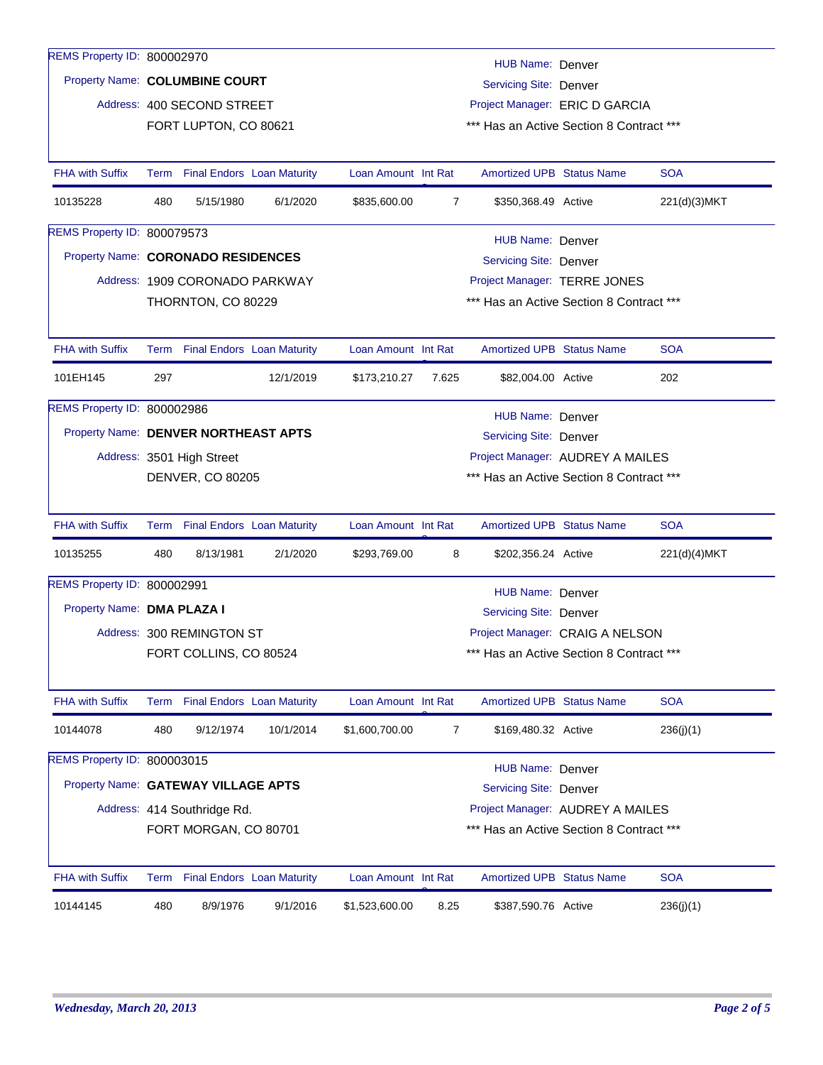REMS Property ID: 800002970

Property Name: **COLUMBINE COURT**

Address: 400 SECOND STREET
FORT LUPTON, CO 80621

HUB Name: Denver
Servicing Site: Denver
Project Manager: ERIC D GARCIA
*** Has an Active Section 8 Contract ***

| FHA with Suffix | Term | Final Endors | Loan Maturity | Loan Amount | Int Rat | Amortized UPB | Status Name | SOA |
|---|---|---|---|---|---|---|---|---|
| 10135228 | 480 | 5/15/1980 | 6/1/2020 | $835,600.00 | 7 | $350,368.49 | Active | 221(d)(3)MKT |

REMS Property ID: 800079573

Property Name: **CORONADO RESIDENCES**

Address: 1909 CORONADO PARKWAY
THORNTON, CO 80229

HUB Name: Denver
Servicing Site: Denver
Project Manager: TERRE JONES
*** Has an Active Section 8 Contract ***

| FHA with Suffix | Term | Final Endors | Loan Maturity | Loan Amount | Int Rat | Amortized UPB | Status Name | SOA |
|---|---|---|---|---|---|---|---|---|
| 101EH145 | 297 | | 12/1/2019 | $173,210.27 | 7.625 | $82,004.00 | Active | 202 |

REMS Property ID: 800002986

Property Name: **DENVER NORTHEAST APTS**

Address: 3501 High Street
DENVER, CO 80205

HUB Name: Denver
Servicing Site: Denver
Project Manager: AUDREY A MAILES
*** Has an Active Section 8 Contract ***

| FHA with Suffix | Term | Final Endors | Loan Maturity | Loan Amount | Int Rat | Amortized UPB | Status Name | SOA |
|---|---|---|---|---|---|---|---|---|
| 10135255 | 480 | 8/13/1981 | 2/1/2020 | $293,769.00 | 8 | $202,356.24 | Active | 221(d)(4)MKT |

REMS Property ID: 800002991

Property Name: **DMA PLAZA I**

Address: 300 REMINGTON ST
FORT COLLINS, CO 80524

HUB Name: Denver
Servicing Site: Denver
Project Manager: CRAIG A NELSON
*** Has an Active Section 8 Contract ***

| FHA with Suffix | Term | Final Endors | Loan Maturity | Loan Amount | Int Rat | Amortized UPB | Status Name | SOA |
|---|---|---|---|---|---|---|---|---|
| 10144078 | 480 | 9/12/1974 | 10/1/2014 | $1,600,700.00 | 7 | $169,480.32 | Active | 236(j)(1) |

REMS Property ID: 800003015

Property Name: **GATEWAY VILLAGE APTS**

Address: 414 Southridge Rd.
FORT MORGAN, CO 80701

HUB Name: Denver
Servicing Site: Denver
Project Manager: AUDREY A MAILES
*** Has an Active Section 8 Contract ***

| FHA with Suffix | Term | Final Endors | Loan Maturity | Loan Amount | Int Rat | Amortized UPB | Status Name | SOA |
|---|---|---|---|---|---|---|---|---|
| 10144145 | 480 | 8/9/1976 | 9/1/2016 | $1,523,600.00 | 8.25 | $387,590.76 | Active | 236(j)(1) |

*Wednesday, March 20, 2013*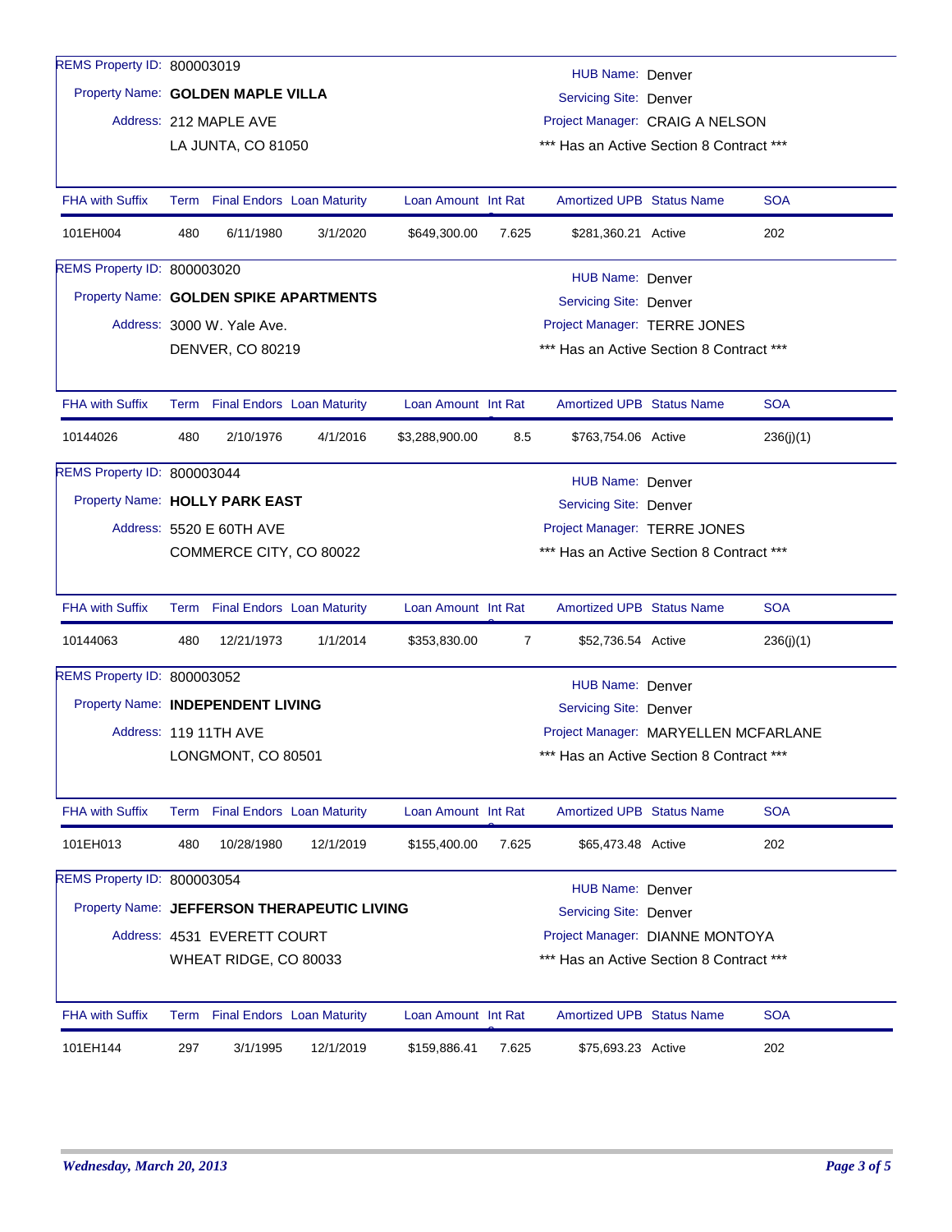REMS Property ID: 800003019

Property Name: **GOLDEN MAPLE VILLA**

Address: 212 MAPLE AVE
LA JUNTA, CO 81050

HUB Name: Denver
Servicing Site: Denver
Project Manager: CRAIG A NELSON
*** Has an Active Section 8 Contract ***

| FHA with Suffix | Term | Final Endors | Loan Maturity | Loan Amount | Int Rate | Amortized UPB | Status Name | SOA |
|---|---|---|---|---|---|---|---|---|
| 101EH004 | 480 | 6/11/1980 | 3/1/2020 | $649,300.00 | 7.625 | $281,360.21 | Active | 202 |

REMS Property ID: 800003020

Property Name: **GOLDEN SPIKE APARTMENTS**

Address: 3000 W. Yale Ave.
DENVER, CO 80219

HUB Name: Denver
Servicing Site: Denver
Project Manager: TERRE JONES
*** Has an Active Section 8 Contract ***

| FHA with Suffix | Term | Final Endors | Loan Maturity | Loan Amount | Int Rate | Amortized UPB | Status Name | SOA |
|---|---|---|---|---|---|---|---|---|
| 10144026 | 480 | 2/10/1976 | 4/1/2016 | $3,288,900.00 | 8.5 | $763,754.06 | Active | 236(j)(1) |

REMS Property ID: 800003044

Property Name: **HOLLY PARK EAST**

Address: 5520 E 60TH AVE
COMMERCE CITY, CO 80022

HUB Name: Denver
Servicing Site: Denver
Project Manager: TERRE JONES
*** Has an Active Section 8 Contract ***

| FHA with Suffix | Term | Final Endors | Loan Maturity | Loan Amount | Int Rate | Amortized UPB | Status Name | SOA |
|---|---|---|---|---|---|---|---|---|
| 10144063 | 480 | 12/21/1973 | 1/1/2014 | $353,830.00 | 7 | $52,736.54 | Active | 236(j)(1) |

REMS Property ID: 800003052

Property Name: **INDEPENDENT LIVING**

Address: 119 11TH AVE
LONGMONT, CO 80501

HUB Name: Denver
Servicing Site: Denver
Project Manager: MARYELLEN MCFARLANE
*** Has an Active Section 8 Contract ***

| FHA with Suffix | Term | Final Endors | Loan Maturity | Loan Amount | Int Rate | Amortized UPB | Status Name | SOA |
|---|---|---|---|---|---|---|---|---|
| 101EH013 | 480 | 10/28/1980 | 12/1/2019 | $155,400.00 | 7.625 | $65,473.48 | Active | 202 |

REMS Property ID: 800003054

Property Name: **JEFFERSON THERAPEUTIC LIVING**

Address: 4531 EVERETT COURT
WHEAT RIDGE, CO 80033

HUB Name: Denver
Servicing Site: Denver
Project Manager: DIANNE MONTOYA
*** Has an Active Section 8 Contract ***

| FHA with Suffix | Term | Final Endors | Loan Maturity | Loan Amount | Int Rate | Amortized UPB | Status Name | SOA |
|---|---|---|---|---|---|---|---|---|
| 101EH144 | 297 | 3/1/1995 | 12/1/2019 | $159,886.41 | 7.625 | $75,693.23 | Active | 202 |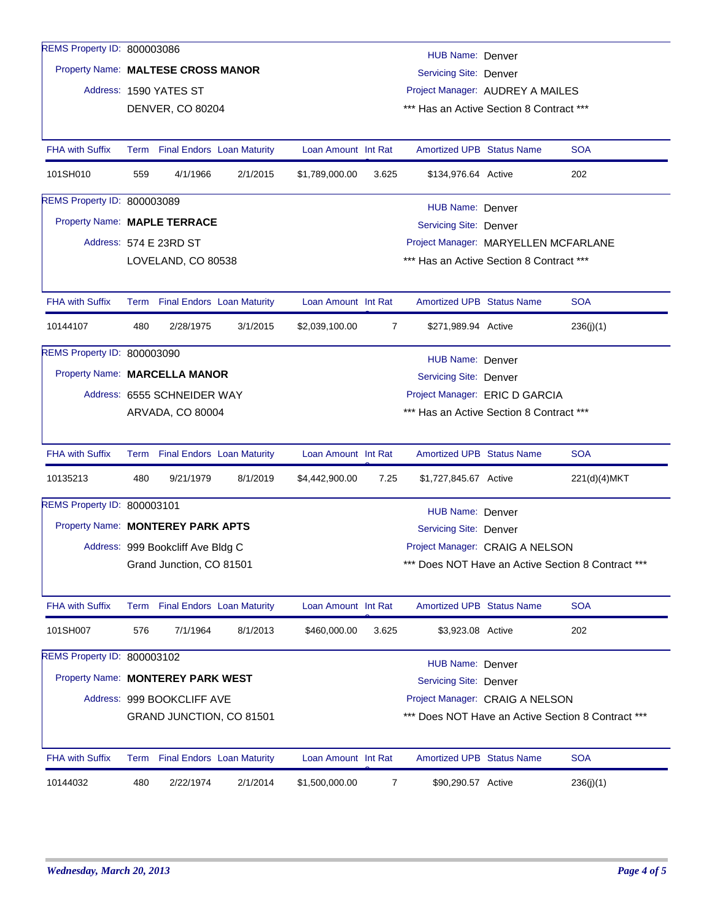REMS Property ID: 800003086
Property Name: **MALTESE CROSS MANOR**
Address: 1590 YATES ST
DENVER, CO 80204

HUB Name: Denver
Servicing Site: Denver
Project Manager: AUDREY A MAILES
*** Has an Active Section 8 Contract ***

| FHA with Suffix | Term | Final Endors | Loan Maturity | Loan Amount | Int Rat | Amortized UPB | Status Name | SOA |
|---|---|---|---|---|---|---|---|---|
| 101SH010 | 559 | 4/1/1966 | 2/1/2015 | $1,789,000.00 | 3.625 | $134,976.64 | Active | 202 |

REMS Property ID: 800003089
Property Name: **MAPLE TERRACE**
Address: 574 E 23RD ST
LOVELAND, CO 80538

HUB Name: Denver
Servicing Site: Denver
Project Manager: MARYELLEN MCFARLANE
*** Has an Active Section 8 Contract ***

| FHA with Suffix | Term | Final Endors | Loan Maturity | Loan Amount | Int Rat | Amortized UPB | Status Name | SOA |
|---|---|---|---|---|---|---|---|---|
| 10144107 | 480 | 2/28/1975 | 3/1/2015 | $2,039,100.00 | 7 | $271,989.94 | Active | 236(j)(1) |

REMS Property ID: 800003090
Property Name: **MARCELLA MANOR**
Address: 6555 SCHNEIDER WAY
ARVADA, CO 80004

HUB Name: Denver
Servicing Site: Denver
Project Manager: ERIC D GARCIA
*** Has an Active Section 8 Contract ***

| FHA with Suffix | Term | Final Endors | Loan Maturity | Loan Amount | Int Rat | Amortized UPB | Status Name | SOA |
|---|---|---|---|---|---|---|---|---|
| 10135213 | 480 | 9/21/1979 | 8/1/2019 | $4,442,900.00 | 7.25 | $1,727,845.67 | Active | 221(d)(4)MKT |

REMS Property ID: 800003101
Property Name: **MONTEREY PARK APTS**
Address: 999 Bookcliff Ave Bldg C
Grand Junction, CO 81501

HUB Name: Denver
Servicing Site: Denver
Project Manager: CRAIG A NELSON
*** Does NOT Have an Active Section 8 Contract ***

| FHA with Suffix | Term | Final Endors | Loan Maturity | Loan Amount | Int Rat | Amortized UPB | Status Name | SOA |
|---|---|---|---|---|---|---|---|---|
| 101SH007 | 576 | 7/1/1964 | 8/1/2013 | $460,000.00 | 3.625 | $3,923.08 | Active | 202 |

REMS Property ID: 800003102
Property Name: **MONTEREY PARK WEST**
Address: 999 BOOKCLIFF AVE
GRAND JUNCTION, CO 81501

HUB Name: Denver
Servicing Site: Denver
Project Manager: CRAIG A NELSON
*** Does NOT Have an Active Section 8 Contract ***

| FHA with Suffix | Term | Final Endors | Loan Maturity | Loan Amount | Int Rat | Amortized UPB | Status Name | SOA |
|---|---|---|---|---|---|---|---|---|
| 10144032 | 480 | 2/22/1974 | 2/1/2014 | $1,500,000.00 | 7 | $90,290.57 | Active | 236(j)(1) |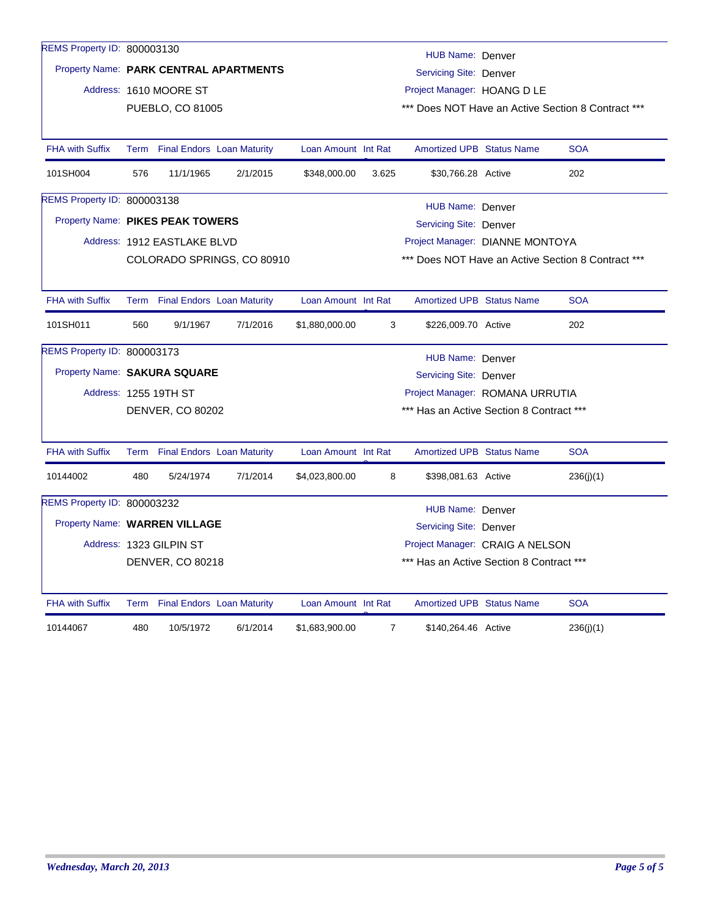REMS Property ID: 800003130

Property Name: **PARK CENTRAL APARTMENTS**

Address: 1610 MOORE ST
PUEBLO, CO 81005

HUB Name: Denver
Servicing Site: Denver
Project Manager: HOANG D LE
*** Does NOT Have an Active Section 8 Contract ***

| FHA with Suffix | Term | Final Endors | Loan Maturity | Loan Amount | Int Rate | Amortized UPB | Status Name | SOA |
|---|---|---|---|---|---|---|---|---|
| 101SH004 | 576 | 11/1/1965 | 2/1/2015 | $348,000.00 | 3.625 | $30,766.28 | Active | 202 |

REMS Property ID: 800003138

Property Name: **PIKES PEAK TOWERS**

Address: 1912 EASTLAKE BLVD
COLORADO SPRINGS, CO 80910

HUB Name: Denver
Servicing Site: Denver
Project Manager: DIANNE MONTOYA
*** Does NOT Have an Active Section 8 Contract ***

| FHA with Suffix | Term | Final Endors | Loan Maturity | Loan Amount | Int Rate | Amortized UPB | Status Name | SOA |
|---|---|---|---|---|---|---|---|---|
| 101SH011 | 560 | 9/1/1967 | 7/1/2016 | $1,880,000.00 | 3 | $226,009.70 | Active | 202 |

REMS Property ID: 800003173

Property Name: **SAKURA SQUARE**

Address: 1255 19TH ST
DENVER, CO 80202

HUB Name: Denver
Servicing Site: Denver
Project Manager: ROMANA URRUTIA
*** Has an Active Section 8 Contract ***

| FHA with Suffix | Term | Final Endors | Loan Maturity | Loan Amount | Int Rate | Amortized UPB | Status Name | SOA |
|---|---|---|---|---|---|---|---|---|
| 10144002 | 480 | 5/24/1974 | 7/1/2014 | $4,023,800.00 | 8 | $398,081.63 | Active | 236(j)(1) |

REMS Property ID: 800003232

Property Name: **WARREN VILLAGE**

Address: 1323 GILPIN ST
DENVER, CO 80218

HUB Name: Denver
Servicing Site: Denver
Project Manager: CRAIG A NELSON
*** Has an Active Section 8 Contract ***

| FHA with Suffix | Term | Final Endors | Loan Maturity | Loan Amount | Int Rate | Amortized UPB | Status Name | SOA |
|---|---|---|---|---|---|---|---|---|
| 10144067 | 480 | 10/5/1972 | 6/1/2014 | $1,683,900.00 | 7 | $140,264.46 | Active | 236(j)(1) |

*Wednesday, March 20, 2013*